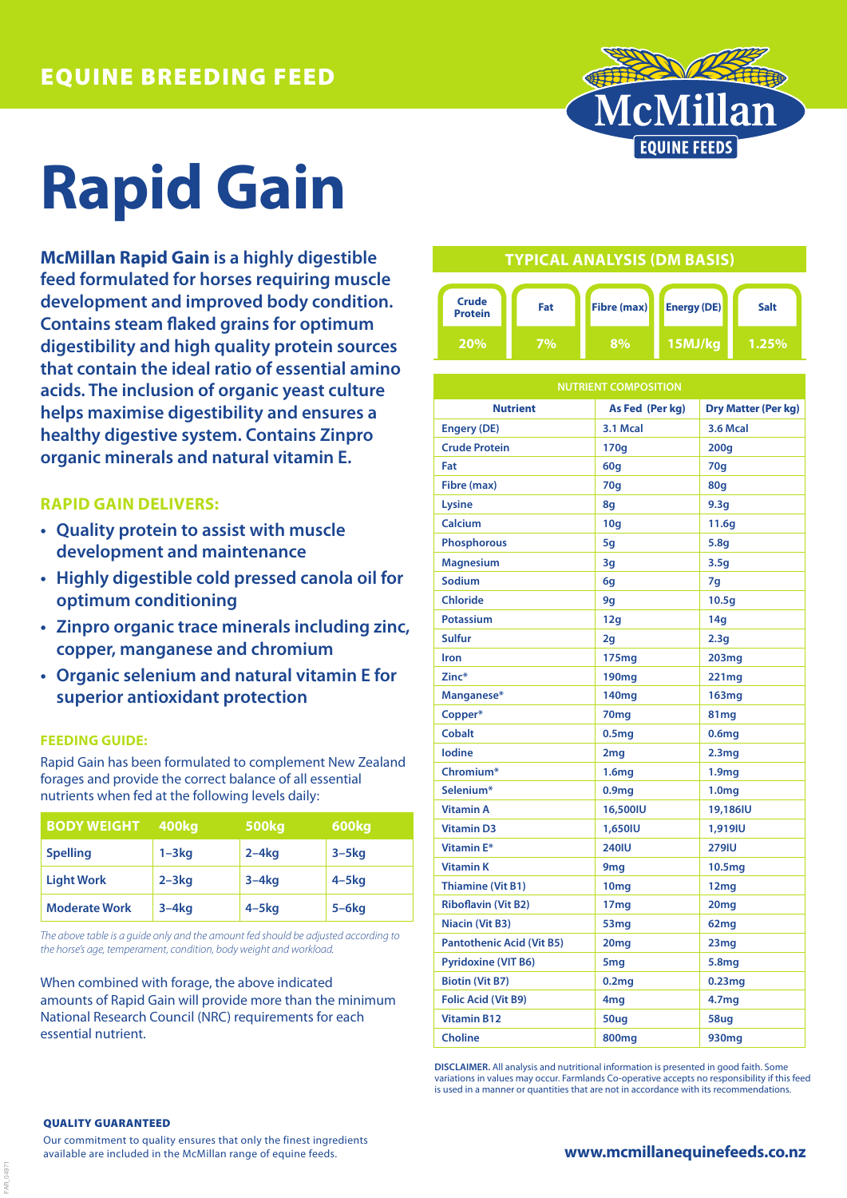EQUINE BREEDING FEED

McMillan EQUINE FEEDS

# Rapid Gain

**McMillan Rapid Gain** is a highly digestible feed formulated for horses requiring muscle development and improved body condition. Contains steam flaked grains for optimum digestibility and high quality protein sources that contain the ideal ratio of essential amino acids. The inclusion of organic yeast culture helps maximise digestibility and ensures a healthy digestive system. Contains Zinpro organic minerals and natural vitamin E.

## RAPID GAIN DELIVERS:

- Quality protein to assist with muscle development and maintenance
- Highly digestible cold pressed canola oil for optimum conditioning
- Zinpro organic trace minerals including zinc, copper, manganese and chromium
- Organic selenium and natural vitamin E for superior antioxidant protection

### FEEDING GUIDE:

Rapid Gain has been formulated to complement New Zealand forages and provide the correct balance of all essential nutrients when fed at the following levels daily:

| BODY WEIGHT | 400kg | 500kg | 600kg |
|---|---|---|---|
| Spelling | 1–3kg | 2–4kg | 3–5kg |
| Light Work | 2–3kg | 3–4kg | 4–5kg |
| Moderate Work | 3–4kg | 4–5kg | 5–6kg |

*The above table is a guide only and the amount fed should be adjusted according to the horse's age, temperament, condition, body weight and workload.*

When combined with forage, the above indicated amounts of Rapid Gain will provide more than the minimum National Research Council (NRC) requirements for each essential nutrient.

## TYPICAL ANALYSIS (DM BASIS)

| Crude Protein | Fat | Fibre (max) | Energy (DE) | Salt |
|---|---|---|---|---|
| 20% | 7% | 8% | 15MJ/kg | 1.25% |

| NUTRIENT COMPOSITION | | |
|---|---|---|
| **Nutrient** | **As Fed (Per kg)** | **Dry Matter (Per kg)** |
| Engery (DE) | 3.1 Mcal | 3.6 Mcal |
| Crude Protein | 170g | 200g |
| Fat | 60g | 70g |
| Fibre (max) | 70g | 80g |
| Lysine | 8g | 9.3g |
| Calcium | 10g | 11.6g |
| Phosphorous | 5g | 5.8g |
| Magnesium | 3g | 3.5g |
| Sodium | 6g | 7g |
| Chloride | 9g | 10.5g |
| Potassium | 12g | 14g |
| Sulfur | 2g | 2.3g |
| Iron | 175mg | 203mg |
| Zinc* | 190mg | 221mg |
| Manganese* | 140mg | 163mg |
| Copper* | 70mg | 81mg |
| Cobalt | 0.5mg | 0.6mg |
| Iodine | 2mg | 2.3mg |
| Chromium* | 1.6mg | 1.9mg |
| Selenium* | 0.9mg | 1.0mg |
| Vitamin A | 16,500IU | 19,186IU |
| Vitamin D3 | 1,650IU | 1,919IU |
| Vitamin E* | 240IU | 279IU |
| Vitamin K | 9mg | 10.5mg |
| Thiamine (Vit B1) | 10mg | 12mg |
| Riboflavin (Vit B2) | 17mg | 20mg |
| Niacin (Vit B3) | 53mg | 62mg |
| Pantothenic Acid (Vit B5) | 20mg | 23mg |
| Pyridoxine (VIT B6) | 5mg | 5.8mg |
| Biotin (Vit B7) | 0.2mg | 0.23mg |
| Folic Acid (Vit B9) | 4mg | 4.7mg |
| Vitamin B12 | 50ug | 58ug |
| Choline | 800mg | 930mg |

**DISCLAIMER.** All analysis and nutritional information is presented in good faith. Some variations in values may occur. Farmlands Co-operative accepts no responsibility if this feed is used in a manner or quantities that are not in accordance with its recommendations.

### QUALITY GUARANTEED

Our commitment to quality ensures that only the finest ingredients available are included in the McMillan range of equine feeds.

www.mcmillanequinefeeds.co.nz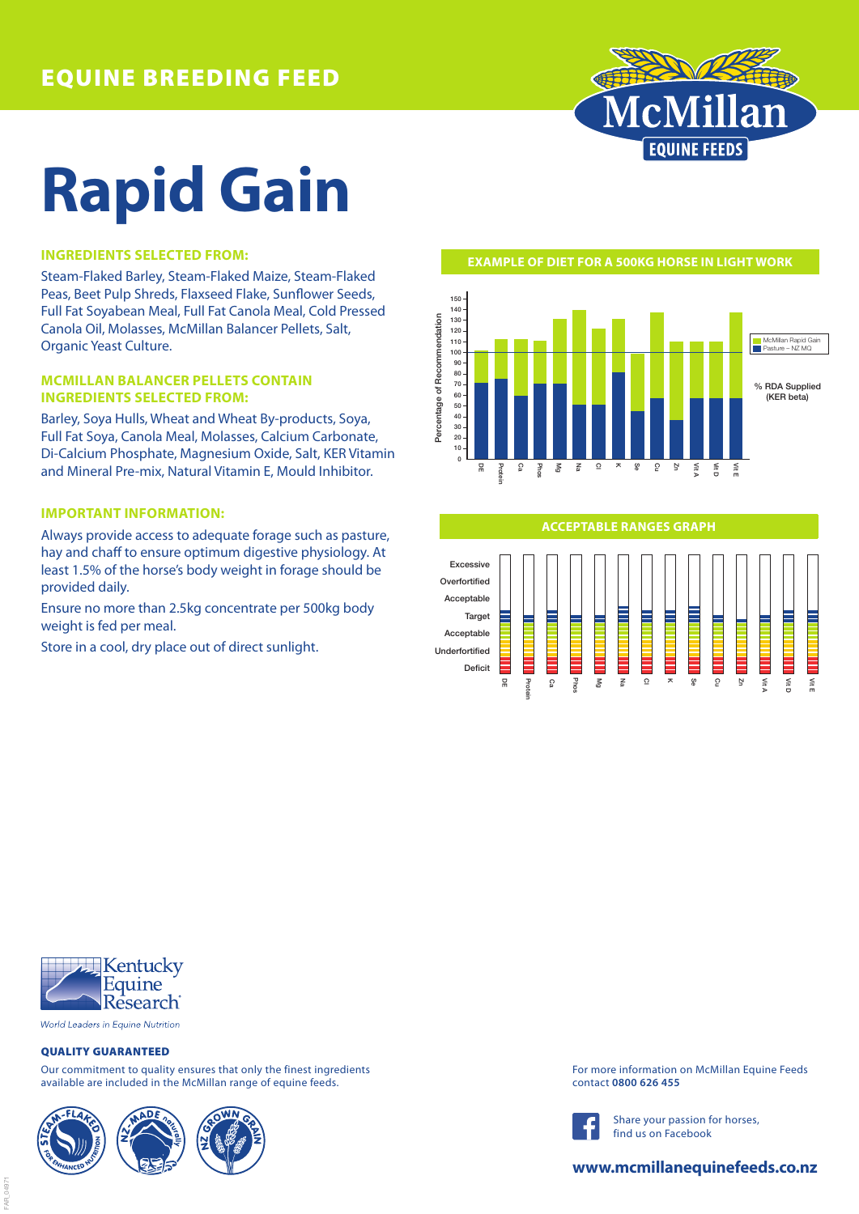EQUINE BREEDING FEED

McMillan
EQUINE FEEDS

# Rapid Gain

### INGREDIENTS SELECTED FROM:

Steam-Flaked Barley, Steam-Flaked Maize, Steam-Flaked Peas, Beet Pulp Shreds, Flaxseed Flake, Sunflower Seeds, Full Fat Soyabean Meal, Full Fat Canola Meal, Cold Pressed Canola Oil, Molasses, McMillan Balancer Pellets, Salt, Organic Yeast Culture.

### MCMILLAN BALANCER PELLETS CONTAIN INGREDIENTS SELECTED FROM:

Barley, Soya Hulls, Wheat and Wheat By-products, Soya, Full Fat Soya, Canola Meal, Molasses, Calcium Carbonate, Di-Calcium Phosphate, Magnesium Oxide, Salt, KER Vitamin and Mineral Pre-mix, Natural Vitamin E, Mould Inhibitor.

### IMPORTANT INFORMATION:

Always provide access to adequate forage such as pasture, hay and chaff to ensure optimum digestive physiology. At least 1.5% of the horse's body weight in forage should be provided daily.

Ensure no more than 2.5kg concentrate per 500kg body weight is fed per meal.

Store in a cool, dry place out of direct sunlight.

### EXAMPLE OF DIET FOR A 500KG HORSE IN LIGHT WORK

Percentage of Recommendation
150
140
130
120
110
100
90
80
70
60
50
40
30
20
10
0

DE
Protein
Ca
Phos
Mg
Na
Cl
K
Se
Cu
Zn
Vit A
Vit D
Vit E

McMillan Rapid Gain
Pasture – NZ MQ

% RDA Supplied
(KER beta)

### ACCEPTABLE RANGES GRAPH

Excessive
Overfortified
Acceptable
Target
Acceptable
Underfortified
Deficit

DE
Protein
Ca
Phos
Mg
Na
Cl
K
Se
Cu
Zn
Vit A
Vit D
Vit E

Kentucky Equine Research
*World Leaders in Equine Nutrition*

### QUALITY GUARANTEED

Our commitment to quality ensures that only the finest ingredients available are included in the McMillan range of equine feeds.

STEAM-FLAKED FOR ENHANCED NUTRITION
NZ-MADE naturally
NZ GROWN GRAIN

For more information on McMillan Equine Feeds contact **0800 626 455**

Share your passion for horses, find us on Facebook

**www.mcmillanequinefeeds.co.nz**